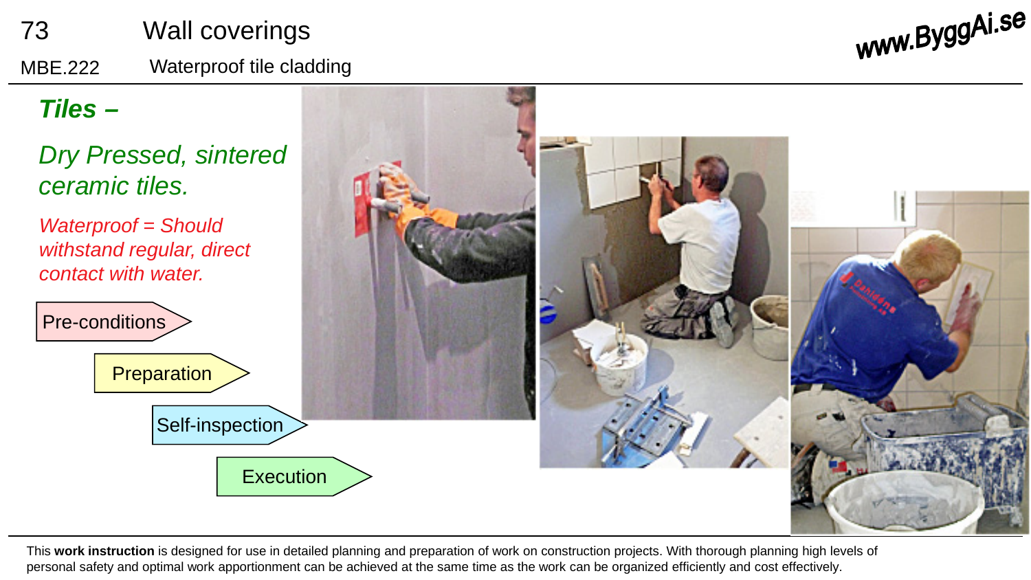73 Wall coverings

MBE.222 Waterproof tile cladding

www.ByggAi.se

## *Tiles –*

*Dry Pressed, sintered ceramic tiles.*

*Waterproof = Should withstand regular, direct contact with water.*

- Pre-conditions
- Preparation
- Self-inspection
- Execution

This **work instruction** is designed for use in detailed planning and preparation of work on construction projects. With thorough planning high levels of personal safety and optimal work apportionment can be achieved at the same time as the work can be organized efficiently and cost effectively.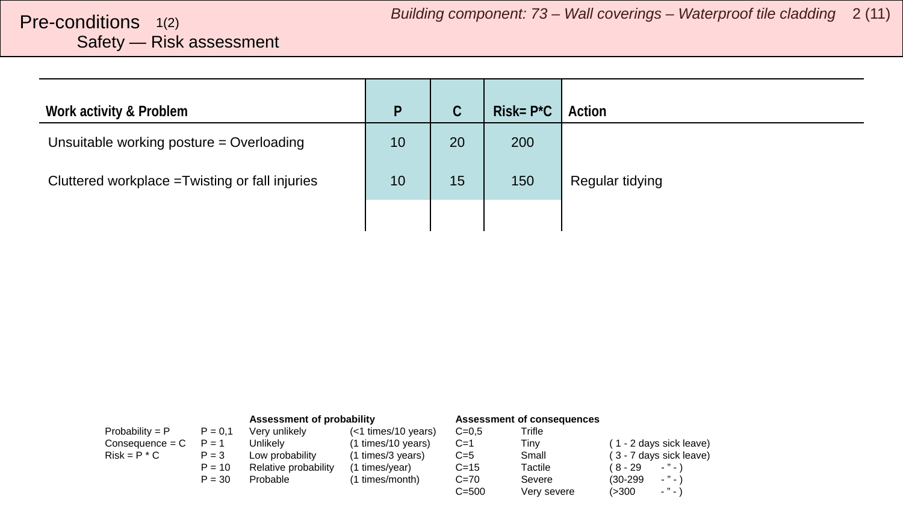# Pre-conditions 1(2)

## Safety — Risk assessment

| Work activity & Problem | P | C | Risk= P*C | Action |
|---|---|---|---|---|
| Unsuitable working posture = Overloading | 10 | 20 | 200 | |
| Cluttered workplace =Twisting or fall injuries | 10 | 15 | 150 | Regular tidying |
| | | | | |

| | | Assessment of probability | | Assessment of consequences | | |
|---|---|---|---|---|---|---|
| Probability = P | P = 0,1 | Very unlikely | (<1 times/10 years) | C=0,5 | Trifle | |
| Consequence = C | P = 1 | Unlikely | (1 times/10 years) | C=1 | Tiny | ( 1 - 2 days sick leave) |
| Risk = P * C | P = 3 | Low probability | (1 times/3 years) | C=5 | Small | ( 3 - 7 days sick leave) |
| | P = 10 | Relative probability | (1 times/year) | C=15 | Tactile | ( 8 - 29 - ” - ) |
| | P = 30 | Probable | (1 times/month) | C=70 | Severe | (30-299 - ” - ) |
| | | | | C=500 | Very severe | (>300 - ” - ) |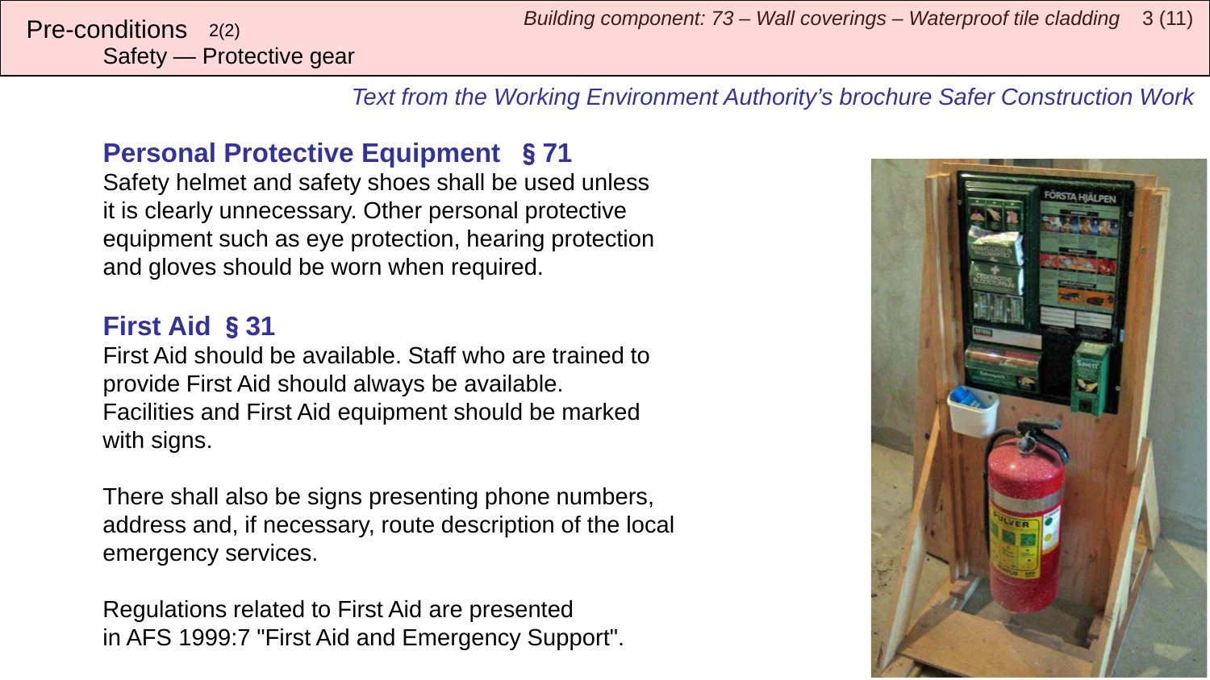Pre-conditions 2(2)
Safety — Protective gear

*Text from the Working Environment Authority's brochure Safer Construction Work*

## Personal Protective Equipment § 71

Safety helmet and safety shoes shall be used unless it is clearly unnecessary. Other personal protective equipment such as eye protection, hearing protection and gloves should be worn when required.

## First Aid § 31

First Aid should be available. Staff who are trained to provide First Aid should always be available. Facilities and First Aid equipment should be marked with signs.

There shall also be signs presenting phone numbers, address and, if necessary, route description of the local emergency services.

Regulations related to First Aid are presented in AFS 1999:7 "First Aid and Emergency Support".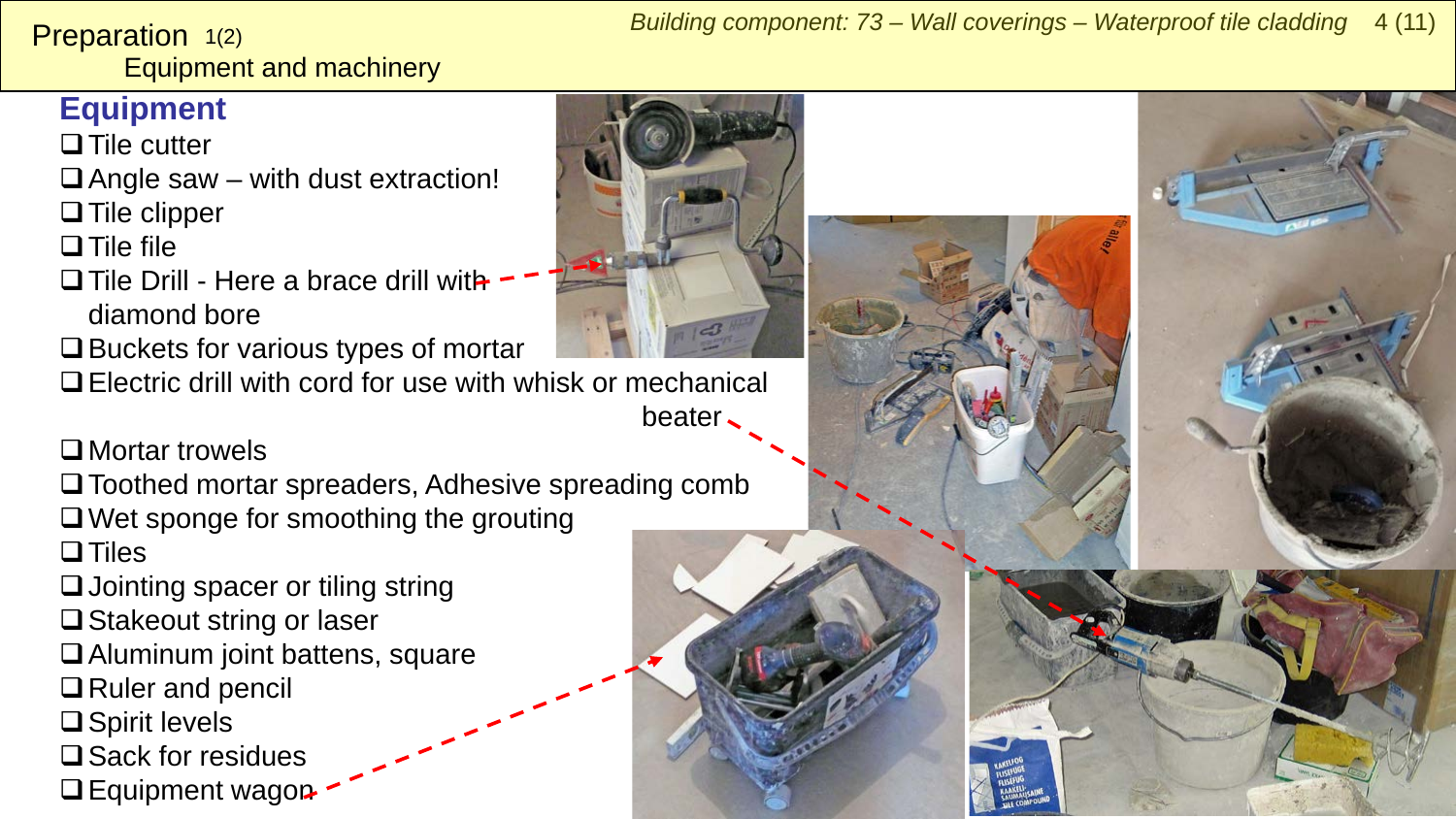# Preparation 1(2)

## Equipment and machinery

### Equipment

- ❑ Tile cutter
- ❑ Angle saw – with dust extraction!
- ❑ Tile clipper
- ❑ Tile file
- ❑ Tile Drill - Here a brace drill with diamond bore
- ❑ Buckets for various types of mortar
- ❑ Electric drill with cord for use with whisk or mechanical beater
- ❑ Mortar trowels
- ❑ Toothed mortar spreaders, Adhesive spreading comb
- ❑ Wet sponge for smoothing the grouting
- ❑ Tiles
- ❑ Jointing spacer or tiling string
- ❑ Stakeout string or laser
- ❑ Aluminum joint battens, square
- ❑ Ruler and pencil
- ❑ Spirit levels
- ❑ Sack for residues
- ❑ Equipment wagon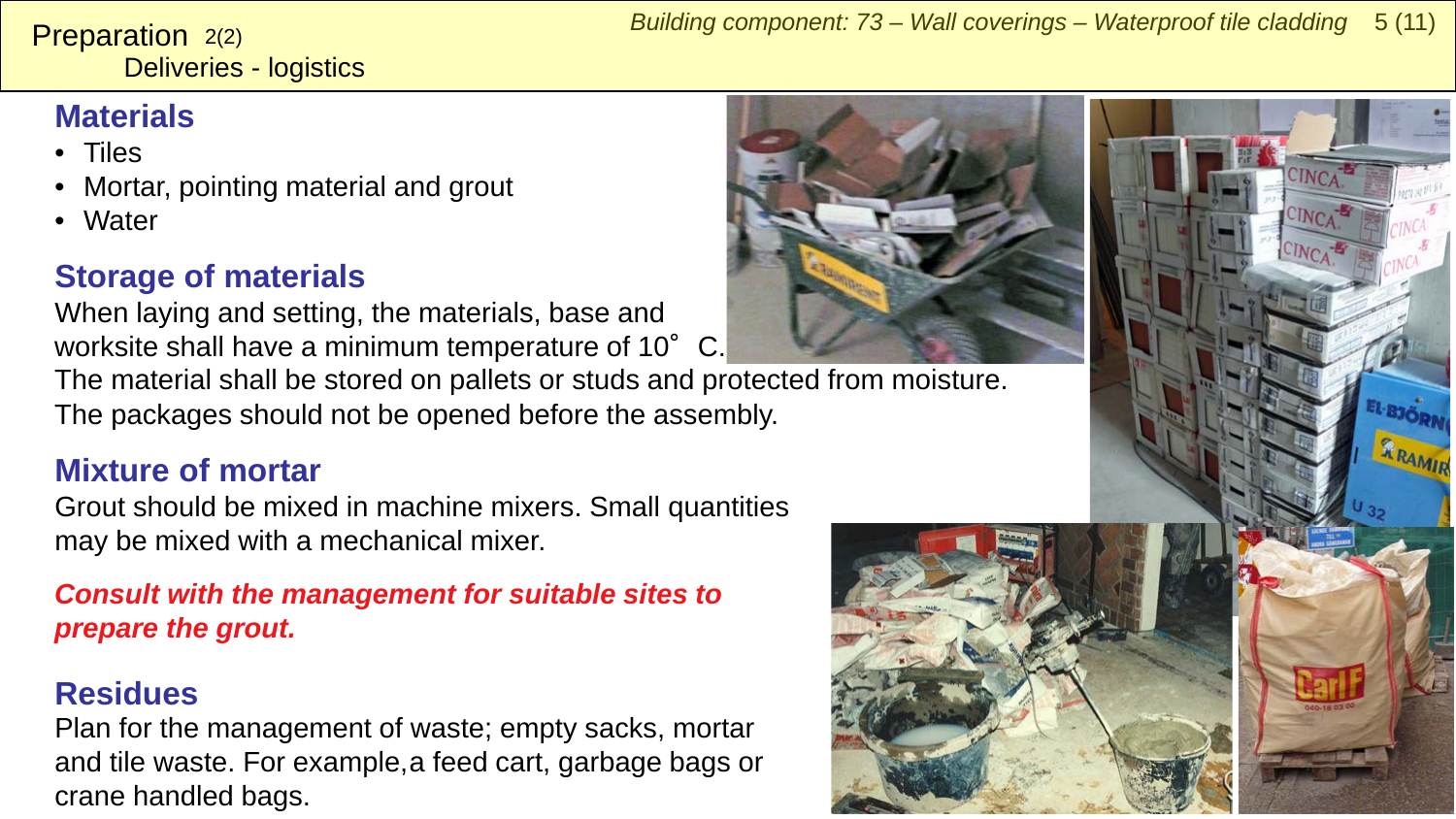# Preparation 2(2)

## Deliveries - logistics

### Materials

- Tiles
- Mortar, pointing material and grout
- Water

### Storage of materials

When laying and setting, the materials, base and worksite shall have a minimum temperature of 10˚ C.
The material shall be stored on pallets or studs and protected from moisture.
The packages should not be opened before the assembly.

### Mixture of mortar

Grout should be mixed in machine mixers. Small quantities may be mixed with a mechanical mixer.

***Consult with the management for suitable sites to prepare the grout.***

### Residues

Plan for the management of waste; empty sacks, mortar and tile waste. For example,a feed cart, garbage bags or crane handled bags.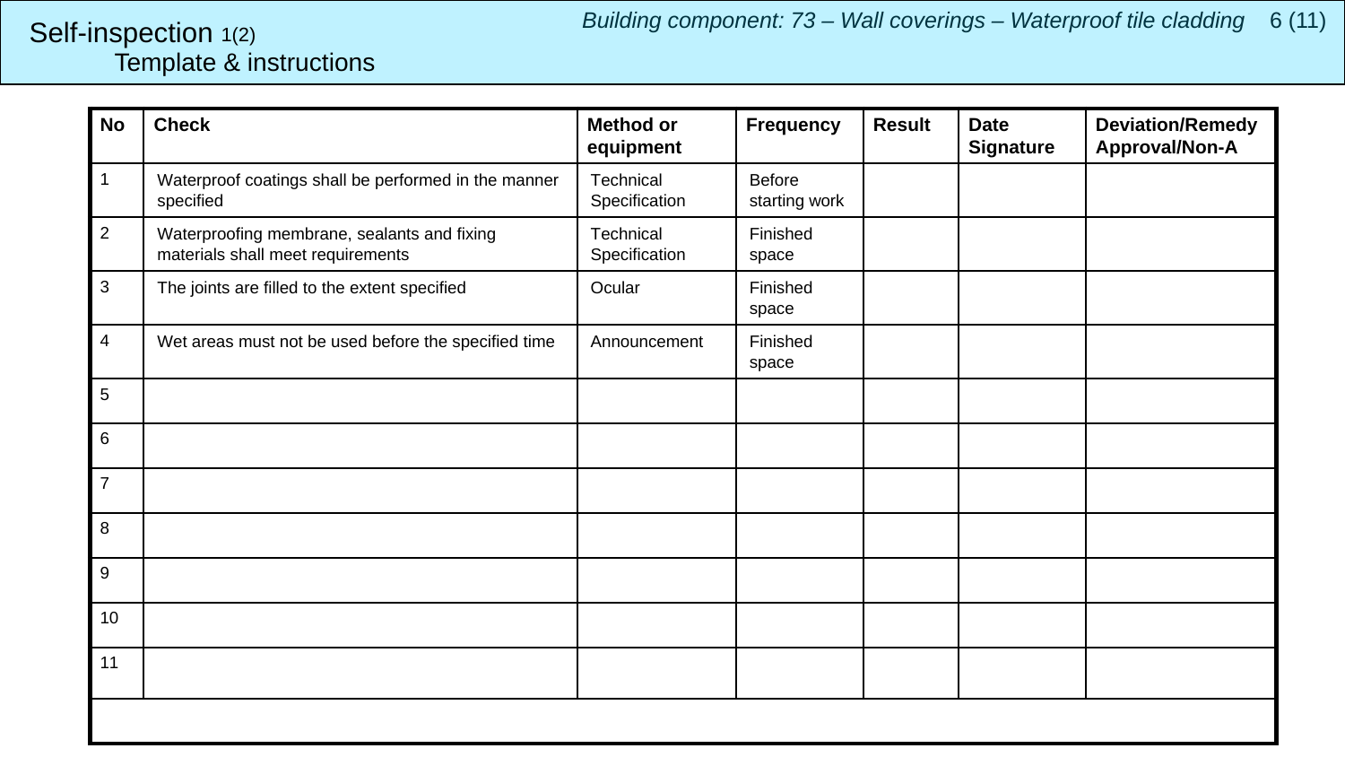# Self-inspection 1(2)
## Template & instructions

*Building component: 73 – Wall coverings – Waterproof tile cladding*

| No | Check | Method or equipment | Frequency | Result | Date Signature | Deviation/Remedy Approval/Non-A |
|---|---|---|---|---|---|---|
| 1 | Waterproof coatings shall be performed in the manner specified | Technical Specification | Before starting work | | | |
| 2 | Waterproofing membrane, sealants and fixing materials shall meet requirements | Technical Specification | Finished space | | | |
| 3 | The joints are filled to the extent specified | Ocular | Finished space | | | |
| 4 | Wet areas must not be used before the specified time | Announcement | Finished space | | | |
| 5 | | | | | | |
| 6 | | | | | | |
| 7 | | | | | | |
| 8 | | | | | | |
| 9 | | | | | | |
| 10 | | | | | | |
| 11 | | | | | | |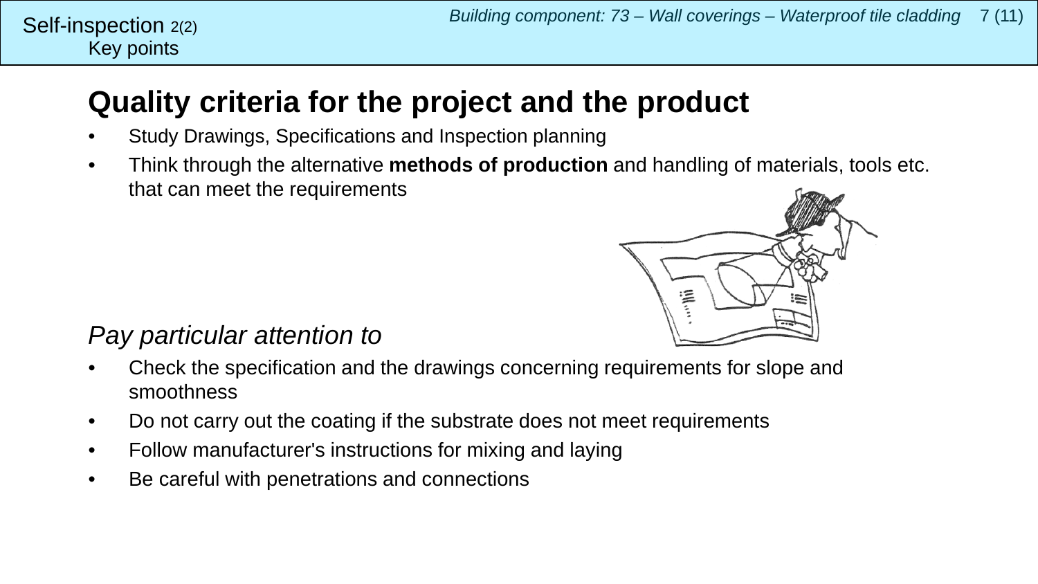Self-inspection 2(2)
Key points

# Quality criteria for the project and the product

- Study Drawings, Specifications and Inspection planning
- Think through the alternative **methods of production** and handling of materials, tools etc. that can meet the requirements

*Pay particular attention to*

- Check the specification and the drawings concerning requirements for slope and smoothness
- Do not carry out the coating if the substrate does not meet requirements
- Follow manufacturer's instructions for mixing and laying
- Be careful with penetrations and connections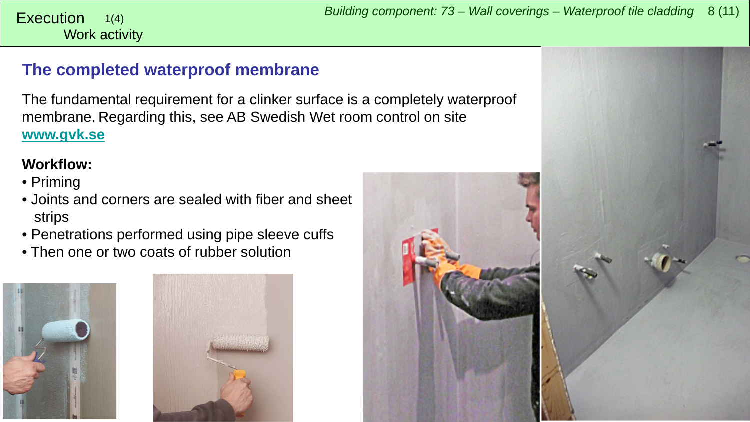Execution 1(4)
Work activity

## The completed waterproof membrane

The fundamental requirement for a clinker surface is a completely waterproof membrane. Regarding this, see AB Swedish Wet room control on site **www.gvk.se**

**Workflow:**

- Priming
- Joints and corners are sealed with fiber and sheet strips
- Penetrations performed using pipe sleeve cuffs
- Then one or two coats of rubber solution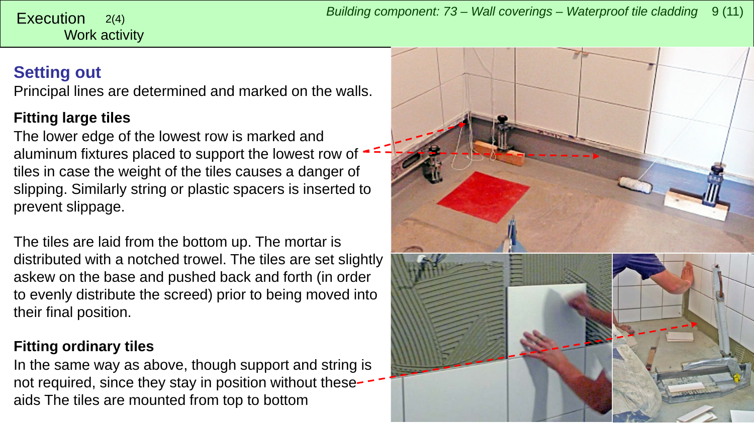Execution 2(4)
Work activity

## Setting out

Principal lines are determined and marked on the walls.

### Fitting large tiles

The lower edge of the lowest row is marked and aluminum fixtures placed to support the lowest row of tiles in case the weight of the tiles causes a danger of slipping. Similarly string or plastic spacers is inserted to prevent slippage.

The tiles are laid from the bottom up. The mortar is distributed with a notched trowel. The tiles are set slightly askew on the base and pushed back and forth (in order to evenly distribute the screed) prior to being moved into their final position.

### Fitting ordinary tiles

In the same way as above, though support and string is not required, since they stay in position without these aids The tiles are mounted from top to bottom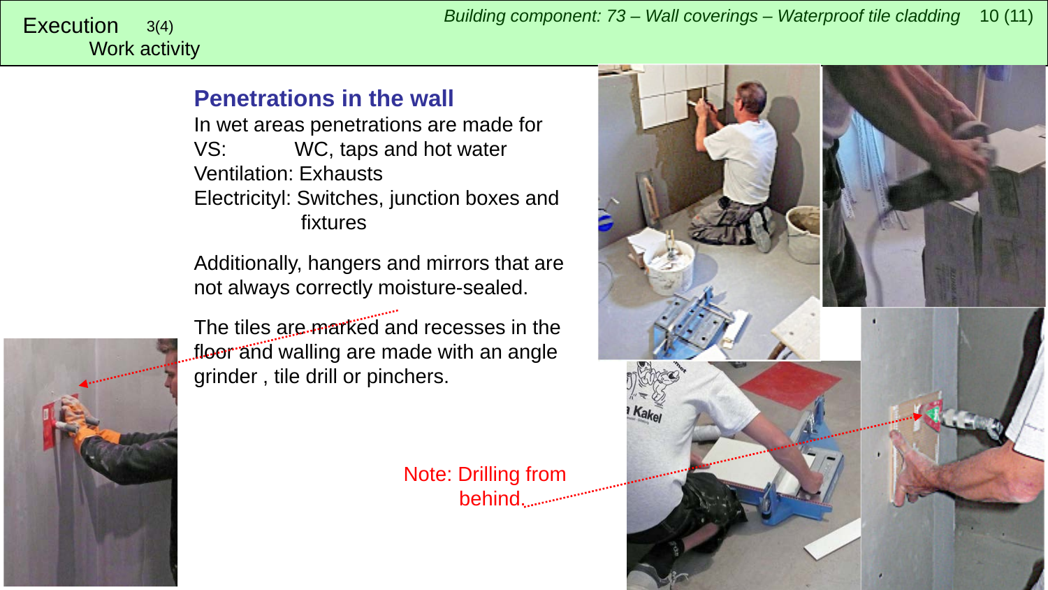Execution 3(4)
Work activity

Building component: 73 – Wall coverings – Waterproof tile cladding

## Penetrations in the wall

In wet areas penetrations are made for
VS: WC, taps and hot water
Ventilation: Exhausts
Electricityl: Switches, junction boxes and fixtures

Additionally, hangers and mirrors that are not always correctly moisture-sealed.

The tiles are marked and recesses in the floor and walling are made with an angle grinder , tile drill or pinchers.

Note: Drilling from behind.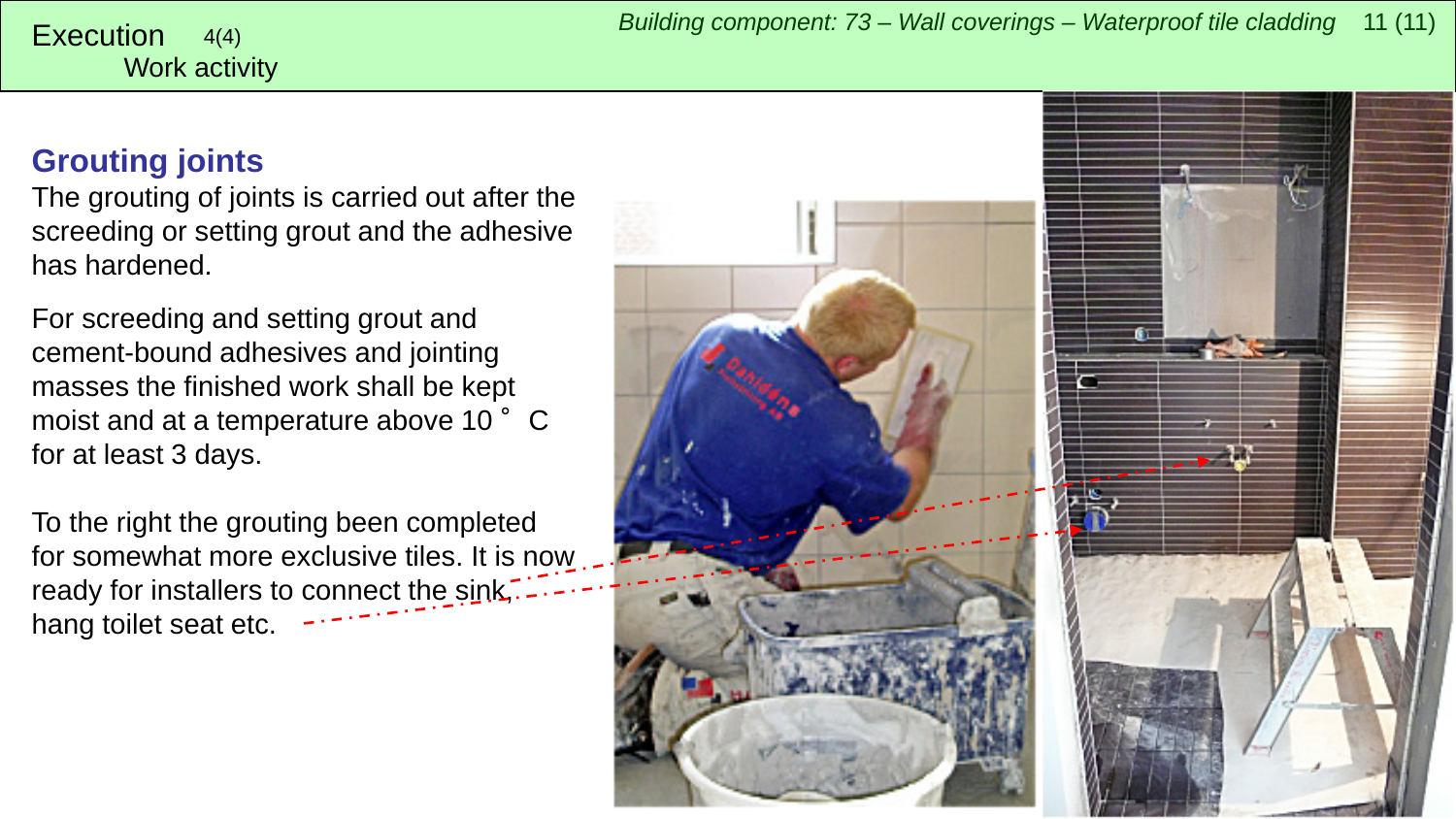Execution 4(4)
Work activity

## Grouting joints

The grouting of joints is carried out after the screeding or setting grout and the adhesive has hardened.

For screeding and setting grout and cement-bound adhesives and jointing masses the finished work shall be kept moist and at a temperature above 10 ° C for at least 3 days.

To the right the grouting been completed for somewhat more exclusive tiles. It is now ready for installers to connect the sink, hang toilet seat etc.